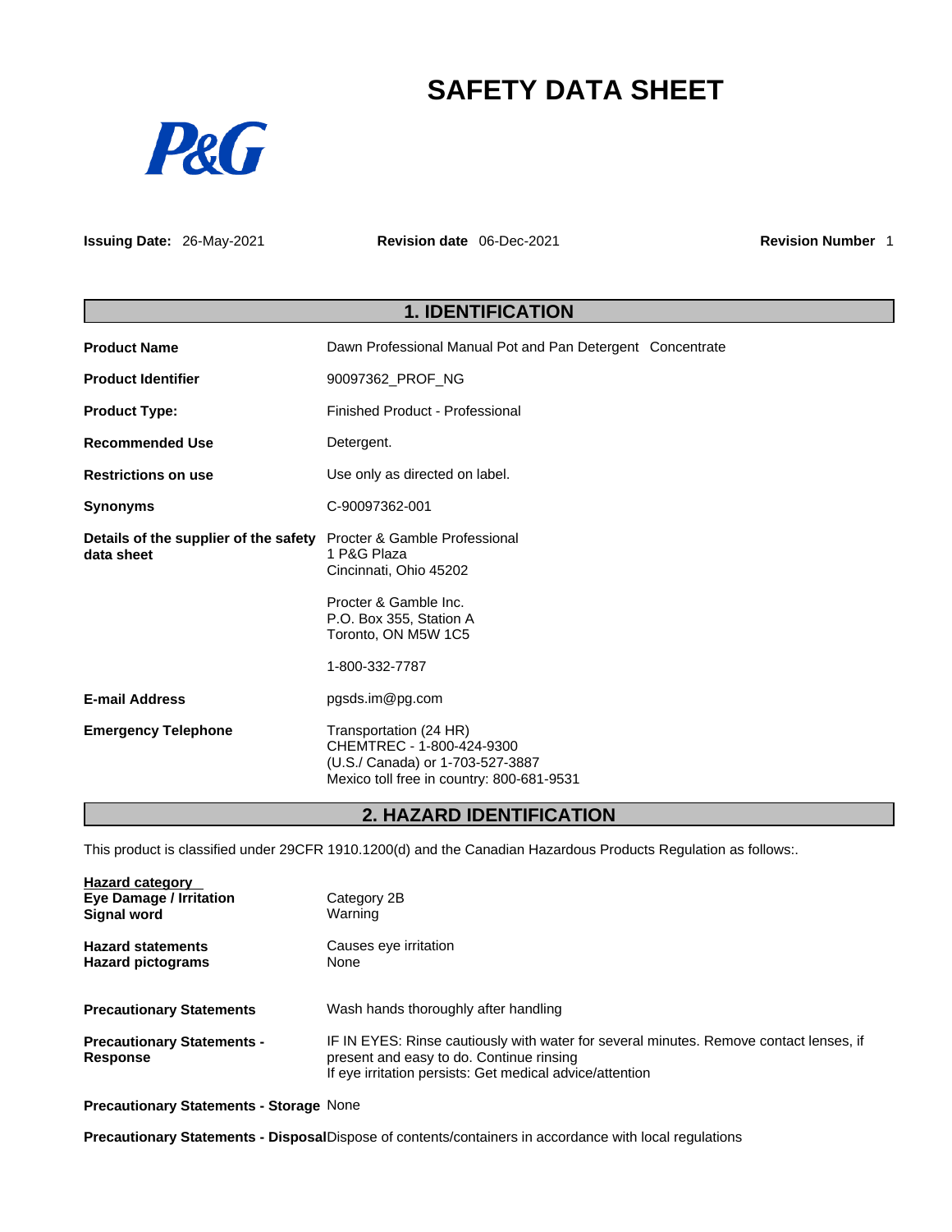# SAFETY DATA SHEET

P&G

**Issuing Date:** 26-May-2021 **Revision date** 06-Dec-2021 **Revision Number** 1

## 1. IDENTIFICATION

| | |
|---|---|
| **Product Name** | Dawn Professional Manual Pot and Pan Detergent Concentrate |
| **Product Identifier** | 90097362_PROF_NG |
| **Product Type:** | Finished Product - Professional |
| **Recommended Use** | Detergent. |
| **Restrictions on use** | Use only as directed on label. |
| **Synonyms** | C-90097362-001 |
| **Details of the supplier of the safety data sheet** | Procter & Gamble Professional<br>1 P&G Plaza<br>Cincinnati, Ohio 45202<br><br>Procter & Gamble Inc.<br>P.O. Box 355, Station A<br>Toronto, ON M5W 1C5<br><br>1-800-332-7787 |
| **E-mail Address** | pgsds.im@pg.com |
| **Emergency Telephone** | Transportation (24 HR)<br>CHEMTREC - 1-800-424-9300<br>(U.S./ Canada) or 1-703-527-3887<br>Mexico toll free in country: 800-681-9531 |

## 2. HAZARD IDENTIFICATION

This product is classified under 29CFR 1910.1200(d) and the Canadian Hazardous Products Regulation as follows:.

| | |
|---|---|
| **Hazard category** | |
| **Eye Damage / Irritation** | Category 2B |
| **Signal word** | Warning |
| **Hazard statements** | Causes eye irritation |
| **Hazard pictograms** | None |
| **Precautionary Statements** | Wash hands thoroughly after handling |
| **Precautionary Statements - Response** | IF IN EYES: Rinse cautiously with water for several minutes. Remove contact lenses, if present and easy to do. Continue rinsing<br>If eye irritation persists: Get medical advice/attention |
| **Precautionary Statements - Storage** | None |
| **Precautionary Statements - Disposal** | Dispose of contents/containers in accordance with local regulations |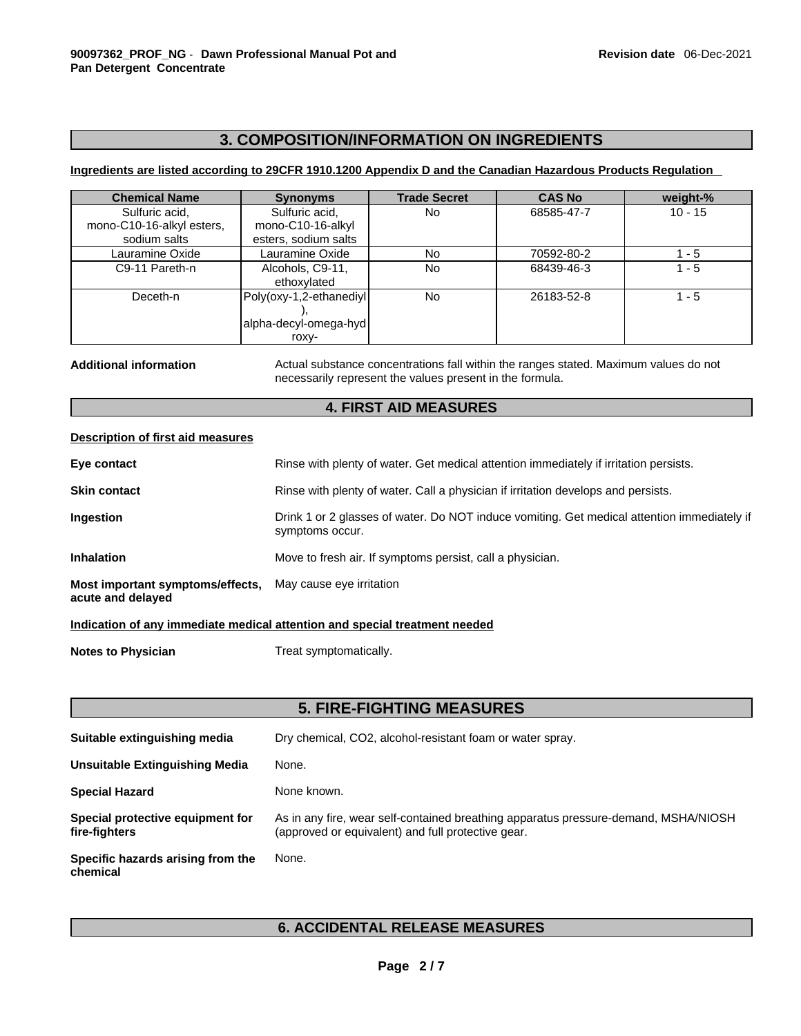## 3. COMPOSITION/INFORMATION ON INGREDIENTS

**Ingredients are listed according to 29CFR 1910.1200 Appendix D and the Canadian Hazardous Products Regulation**

| Chemical Name | Synonyms | Trade Secret | CAS No | weight-% |
|---|---|---|---|---|
| Sulfuric acid, mono-C10-16-alkyl esters, sodium salts | Sulfuric acid, mono-C10-16-alkyl esters, sodium salts | No | 68585-47-7 | 10 - 15 |
| Lauramine Oxide | Lauramine Oxide | No | 70592-80-2 | 1 - 5 |
| C9-11 Pareth-n | Alcohols, C9-11, ethoxylated | No | 68439-46-3 | 1 - 5 |
| Deceth-n | Poly(oxy-1,2-ethanediyl), alpha-decyl-omega-hydroxy- | No | 26183-52-8 | 1 - 5 |

**Additional information** Actual substance concentrations fall within the ranges stated. Maximum values do not necessarily represent the values present in the formula.

## 4. FIRST AID MEASURES

**Description of first aid measures**

**Eye contact** Rinse with plenty of water. Get medical attention immediately if irritation persists.

**Skin contact** Rinse with plenty of water. Call a physician if irritation develops and persists.

**Ingestion** Drink 1 or 2 glasses of water. Do NOT induce vomiting. Get medical attention immediately if symptoms occur.

**Inhalation** Move to fresh air. If symptoms persist, call a physician.

**Most important symptoms/effects, acute and delayed** May cause eye irritation

**Indication of any immediate medical attention and special treatment needed**

**Notes to Physician** Treat symptomatically.

## 5. FIRE-FIGHTING MEASURES

**Suitable extinguishing media** Dry chemical, CO2, alcohol-resistant foam or water spray.

**Unsuitable Extinguishing Media** None.

**Special Hazard** None known.

**Special protective equipment for fire-fighters** As in any fire, wear self-contained breathing apparatus pressure-demand, MSHA/NIOSH (approved or equivalent) and full protective gear.

**Specific hazards arising from the chemical** None.

## 6. ACCIDENTAL RELEASE MEASURES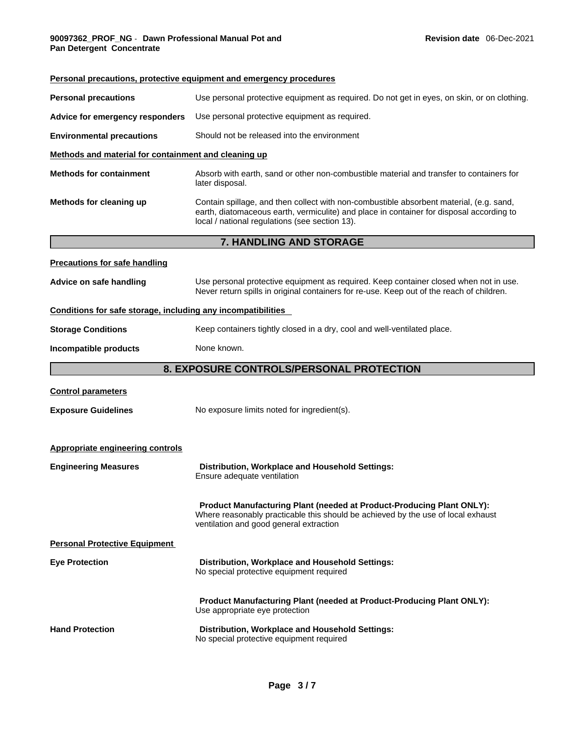#### Personal precautions, protective equipment and emergency procedures

| | |
|---|---|
| **Personal precautions** | Use personal protective equipment as required. Do not get in eyes, on skin, or on clothing. |
| **Advice for emergency responders** | Use personal protective equipment as required. |
| **Environmental precautions** | Should not be released into the environment |

#### Methods and material for containment and cleaning up

| | |
|---|---|
| **Methods for containment** | Absorb with earth, sand or other non-combustible material and transfer to containers for later disposal. |
| **Methods for cleaning up** | Contain spillage, and then collect with non-combustible absorbent material, (e.g. sand, earth, diatomaceous earth, vermiculite) and place in container for disposal according to local / national regulations (see section 13). |

## 7. HANDLING AND STORAGE

#### Precautions for safe handling

| | |
|---|---|
| **Advice on safe handling** | Use personal protective equipment as required. Keep container closed when not in use. Never return spills in original containers for re-use. Keep out of the reach of children. |

#### Conditions for safe storage, including any incompatibilities

| | |
|---|---|
| **Storage Conditions** | Keep containers tightly closed in a dry, cool and well-ventilated place. |
| **Incompatible products** | None known. |

## 8. EXPOSURE CONTROLS/PERSONAL PROTECTION

#### Control parameters

| | |
|---|---|
| **Exposure Guidelines** | No exposure limits noted for ingredient(s). |

#### Appropriate engineering controls

**Engineering Measures**

**Distribution, Workplace and Household Settings:**
Ensure adequate ventilation

**Product Manufacturing Plant (needed at Product-Producing Plant ONLY):**
Where reasonably practicable this should be achieved by the use of local exhaust ventilation and good general extraction

#### Personal Protective Equipment

**Eye Protection**

**Distribution, Workplace and Household Settings:**
No special protective equipment required

**Product Manufacturing Plant (needed at Product-Producing Plant ONLY):**
Use appropriate eye protection

**Hand Protection**

**Distribution, Workplace and Household Settings:**
No special protective equipment required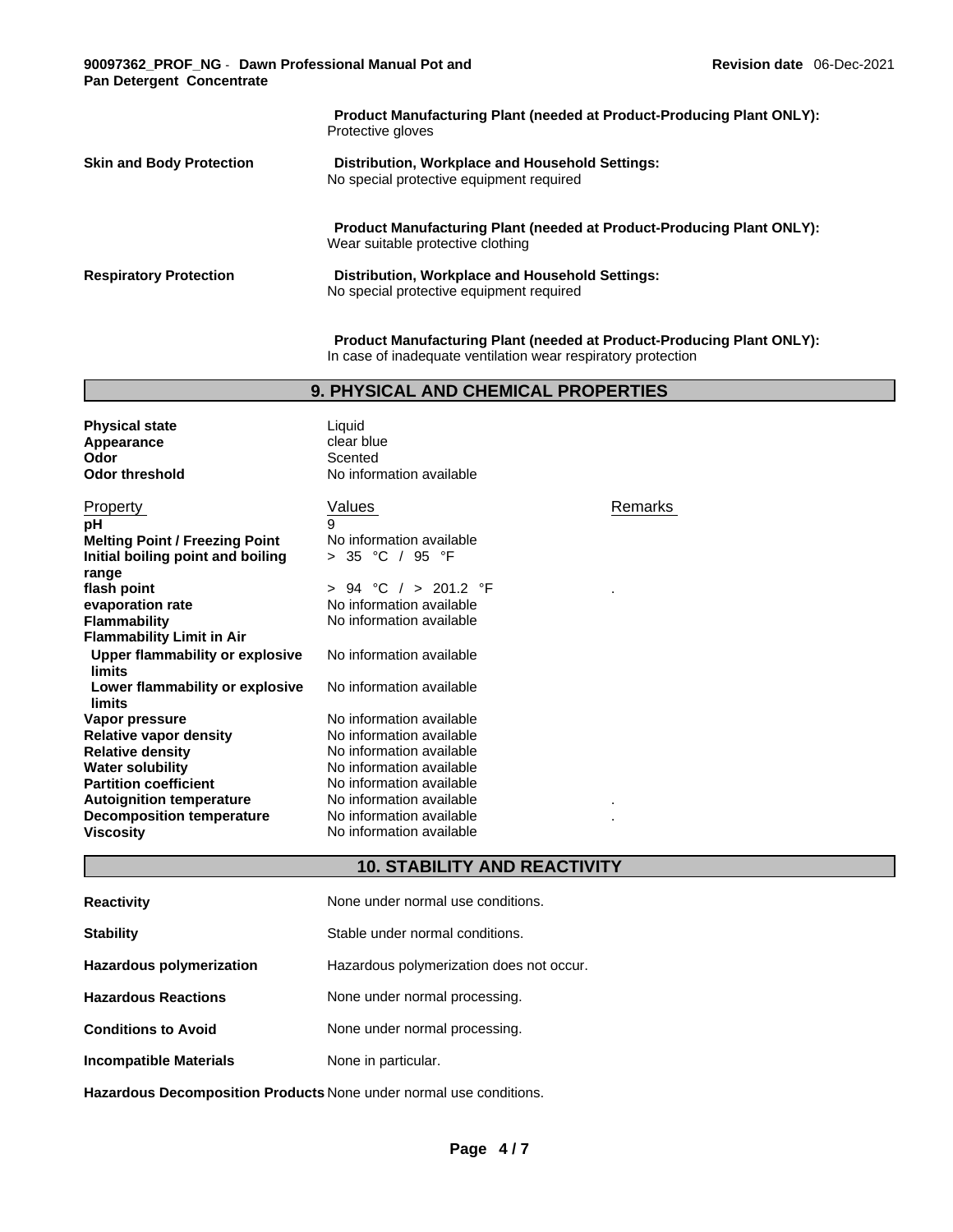| | |
|---|---|
| | **Product Manufacturing Plant (needed at Product-Producing Plant ONLY):** Protective gloves |
| **Skin and Body Protection** | **Distribution, Workplace and Household Settings:** No special protective equipment required |
| | **Product Manufacturing Plant (needed at Product-Producing Plant ONLY):** Wear suitable protective clothing |
| **Respiratory Protection** | **Distribution, Workplace and Household Settings:** No special protective equipment required |
| | **Product Manufacturing Plant (needed at Product-Producing Plant ONLY):** In case of inadequate ventilation wear respiratory protection |

## 9. PHYSICAL AND CHEMICAL PROPERTIES

| | |
|---|---|
| **Physical state** | Liquid |
| **Appearance** | clear blue |
| **Odor** | Scented |
| **Odor threshold** | No information available |

| Property | Values | Remarks |
|---|---|---|
| **pH** | 9 | |
| **Melting Point / Freezing Point** | No information available | |
| **Initial boiling point and boiling range** | > 35 °C / 95 °F | |
| **flash point** | > 94 °C / > 201.2 °F | . |
| **evaporation rate** | No information available | |
| **Flammability** | No information available | |
| **Flammability Limit in Air** | | |
| **Upper flammability or explosive limits** | No information available | |
| **Lower flammability or explosive limits** | No information available | |
| **Vapor pressure** | No information available | |
| **Relative vapor density** | No information available | |
| **Relative density** | No information available | |
| **Water solubility** | No information available | |
| **Partition coefficient** | No information available | |
| **Autoignition temperature** | No information available | . |
| **Decomposition temperature** | No information available | . |
| **Viscosity** | No information available | |

## 10. STABILITY AND REACTIVITY

| | |
|---|---|
| **Reactivity** | None under normal use conditions. |
| **Stability** | Stable under normal conditions. |
| **Hazardous polymerization** | Hazardous polymerization does not occur. |
| **Hazardous Reactions** | None under normal processing. |
| **Conditions to Avoid** | None under normal processing. |
| **Incompatible Materials** | None in particular. |
| **Hazardous Decomposition Products** | None under normal use conditions. |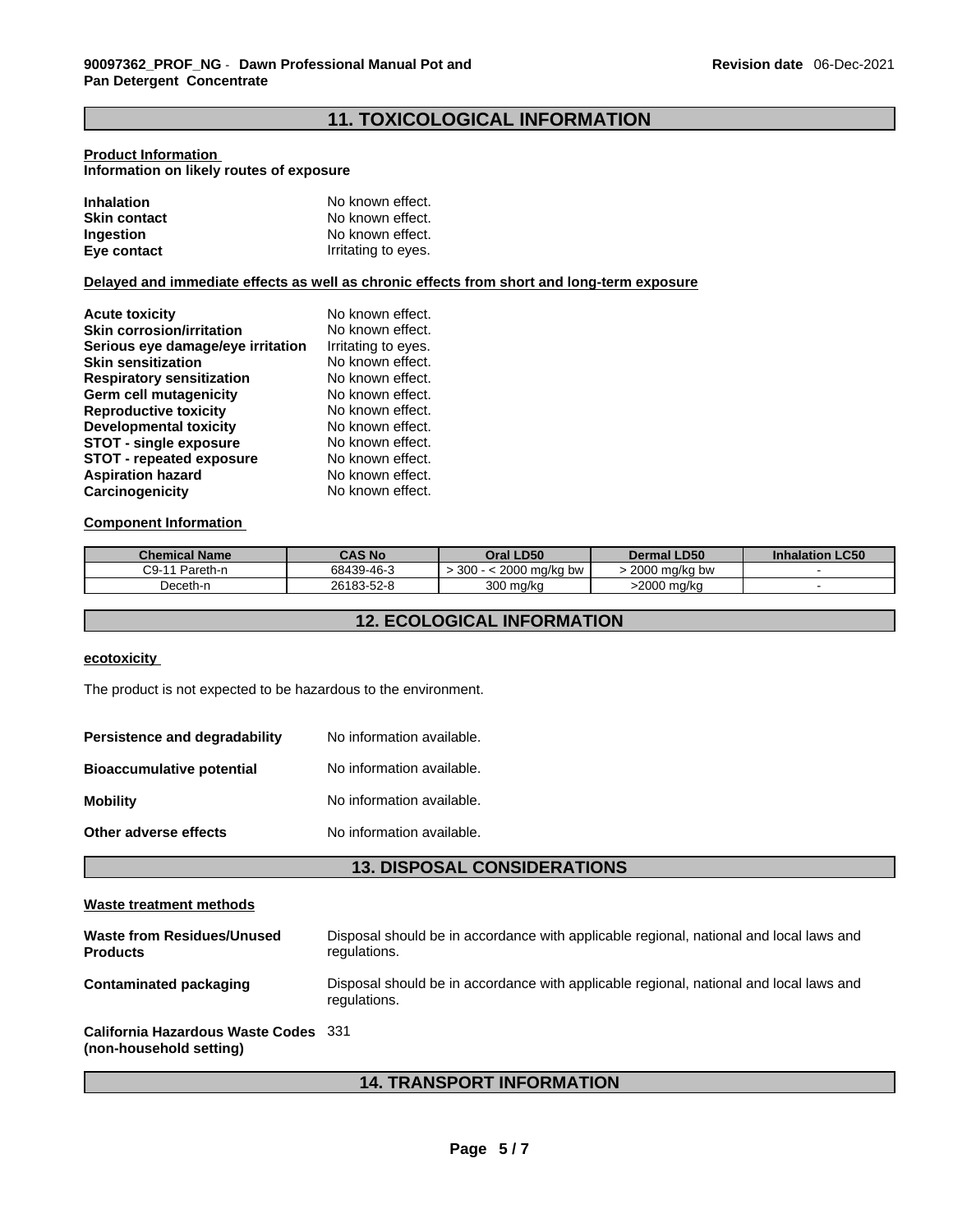## 11. TOXICOLOGICAL INFORMATION

**Product Information**

**Information on likely routes of exposure**

| | |
|---|---|
| **Inhalation** | No known effect. |
| **Skin contact** | No known effect. |
| **Ingestion** | No known effect. |
| **Eye contact** | Irritating to eyes. |

**Delayed and immediate effects as well as chronic effects from short and long-term exposure**

| | |
|---|---|
| **Acute toxicity** | No known effect. |
| **Skin corrosion/irritation** | No known effect. |
| **Serious eye damage/eye irritation** | Irritating to eyes. |
| **Skin sensitization** | No known effect. |
| **Respiratory sensitization** | No known effect. |
| **Germ cell mutagenicity** | No known effect. |
| **Reproductive toxicity** | No known effect. |
| **Developmental toxicity** | No known effect. |
| **STOT - single exposure** | No known effect. |
| **STOT - repeated exposure** | No known effect. |
| **Aspiration hazard** | No known effect. |
| **Carcinogenicity** | No known effect. |

**Component Information**

| Chemical Name | CAS No | Oral LD50 | Dermal LD50 | Inhalation LC50 |
|---|---|---|---|---|
| C9-11 Pareth-n | 68439-46-3 | > 300 - < 2000 mg/kg bw | > 2000 mg/kg bw | - |
| Deceth-n | 26183-52-8 | 300 mg/kg | >2000 mg/kg | - |

## 12. ECOLOGICAL INFORMATION

**ecotoxicity**

The product is not expected to be hazardous to the environment.

| | |
|---|---|
| **Persistence and degradability** | No information available. |
| **Bioaccumulative potential** | No information available. |
| **Mobility** | No information available. |
| **Other adverse effects** | No information available. |

## 13. DISPOSAL CONSIDERATIONS

**Waste treatment methods**

| | |
|---|---|
| **Waste from Residues/Unused Products** | Disposal should be in accordance with applicable regional, national and local laws and regulations. |
| **Contaminated packaging** | Disposal should be in accordance with applicable regional, national and local laws and regulations. |
| **California Hazardous Waste Codes (non-household setting)** | 331 |

## 14. TRANSPORT INFORMATION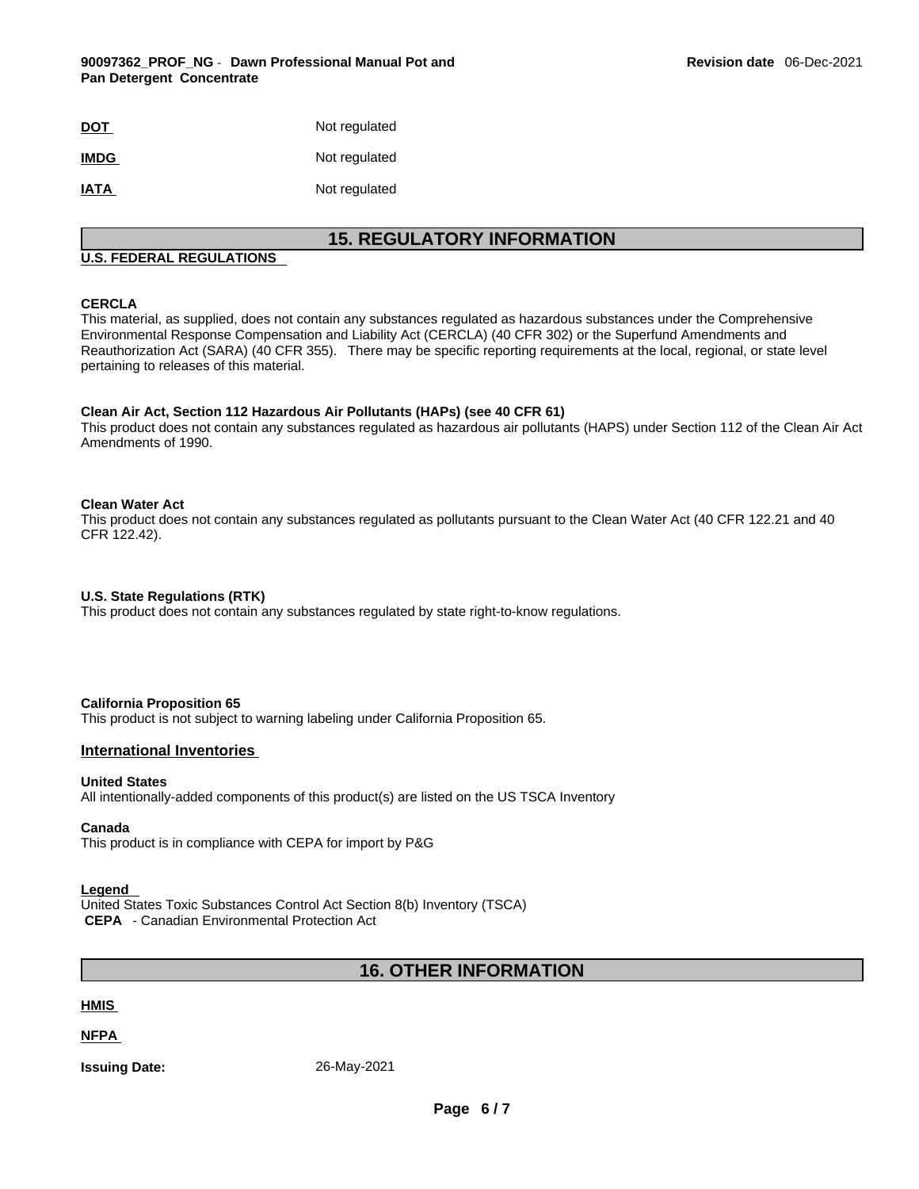| | |
|---|---|
| **DOT** | Not regulated |
| **IMDG** | Not regulated |
| **IATA** | Not regulated |

## 15. REGULATORY INFORMATION

**U.S. FEDERAL REGULATIONS**

**CERCLA**
This material, as supplied, does not contain any substances regulated as hazardous substances under the Comprehensive Environmental Response Compensation and Liability Act (CERCLA) (40 CFR 302) or the Superfund Amendments and Reauthorization Act (SARA) (40 CFR 355). There may be specific reporting requirements at the local, regional, or state level pertaining to releases of this material.

**Clean Air Act, Section 112 Hazardous Air Pollutants (HAPs) (see 40 CFR 61)**
This product does not contain any substances regulated as hazardous air pollutants (HAPS) under Section 112 of the Clean Air Act Amendments of 1990.

**Clean Water Act**
This product does not contain any substances regulated as pollutants pursuant to the Clean Water Act (40 CFR 122.21 and 40 CFR 122.42).

**U.S. State Regulations (RTK)**
This product does not contain any substances regulated by state right-to-know regulations.

**California Proposition 65**
This product is not subject to warning labeling under California Proposition 65.

**International Inventories**

**United States**
All intentionally-added components of this product(s) are listed on the US TSCA Inventory

**Canada**
This product is in compliance with CEPA for import by P&G

**Legend**
United States Toxic Substances Control Act Section 8(b) Inventory (TSCA)
**CEPA** - Canadian Environmental Protection Act

## 16. OTHER INFORMATION

**HMIS**

**NFPA**

**Issuing Date:** 26-May-2021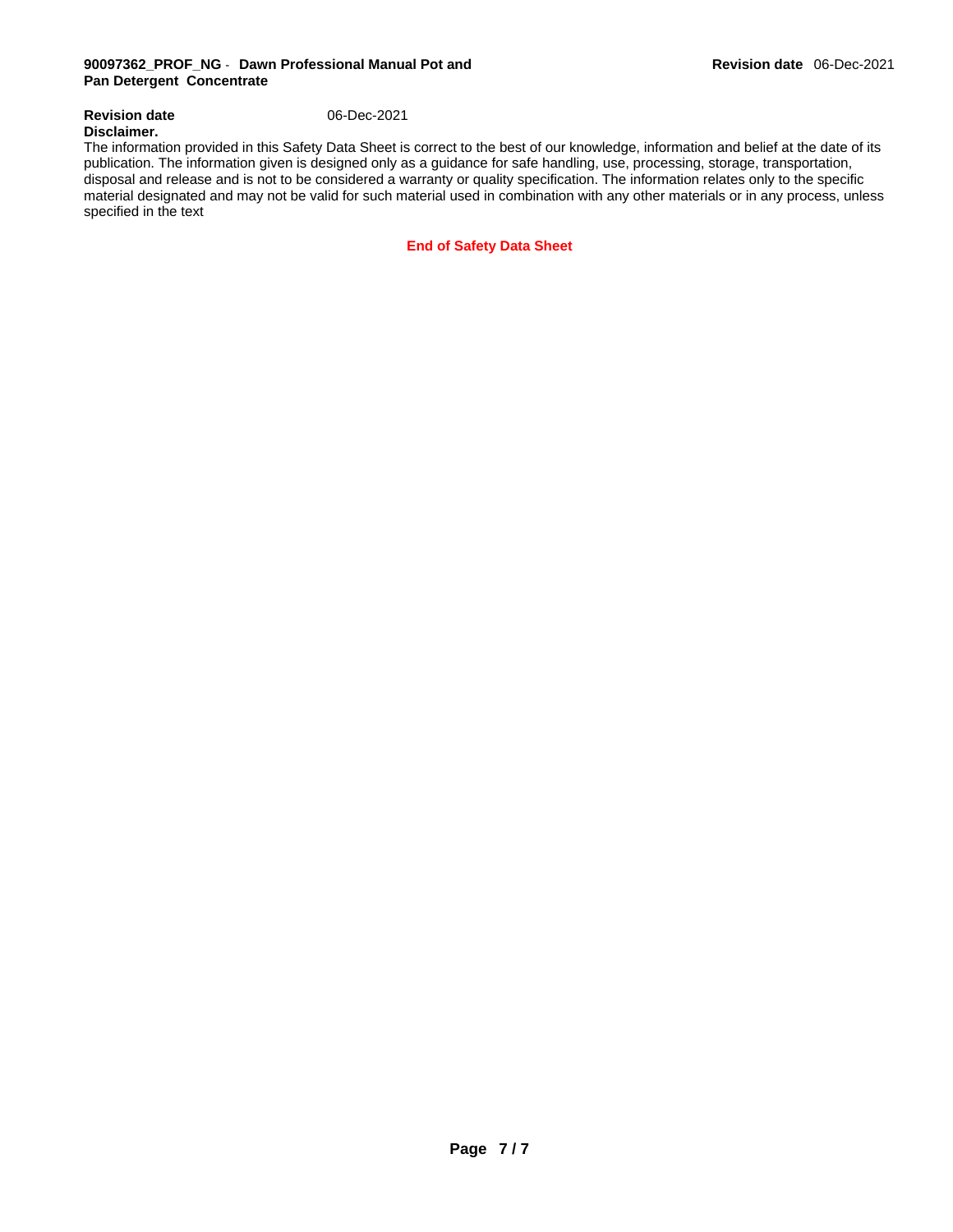**Revision date** 06-Dec-2021

**Disclaimer.**

The information provided in this Safety Data Sheet is correct to the best of our knowledge, information and belief at the date of its publication. The information given is designed only as a guidance for safe handling, use, processing, storage, transportation, disposal and release and is not to be considered a warranty or quality specification. The information relates only to the specific material designated and may not be valid for such material used in combination with any other materials or in any process, unless specified in the text

**End of Safety Data Sheet**